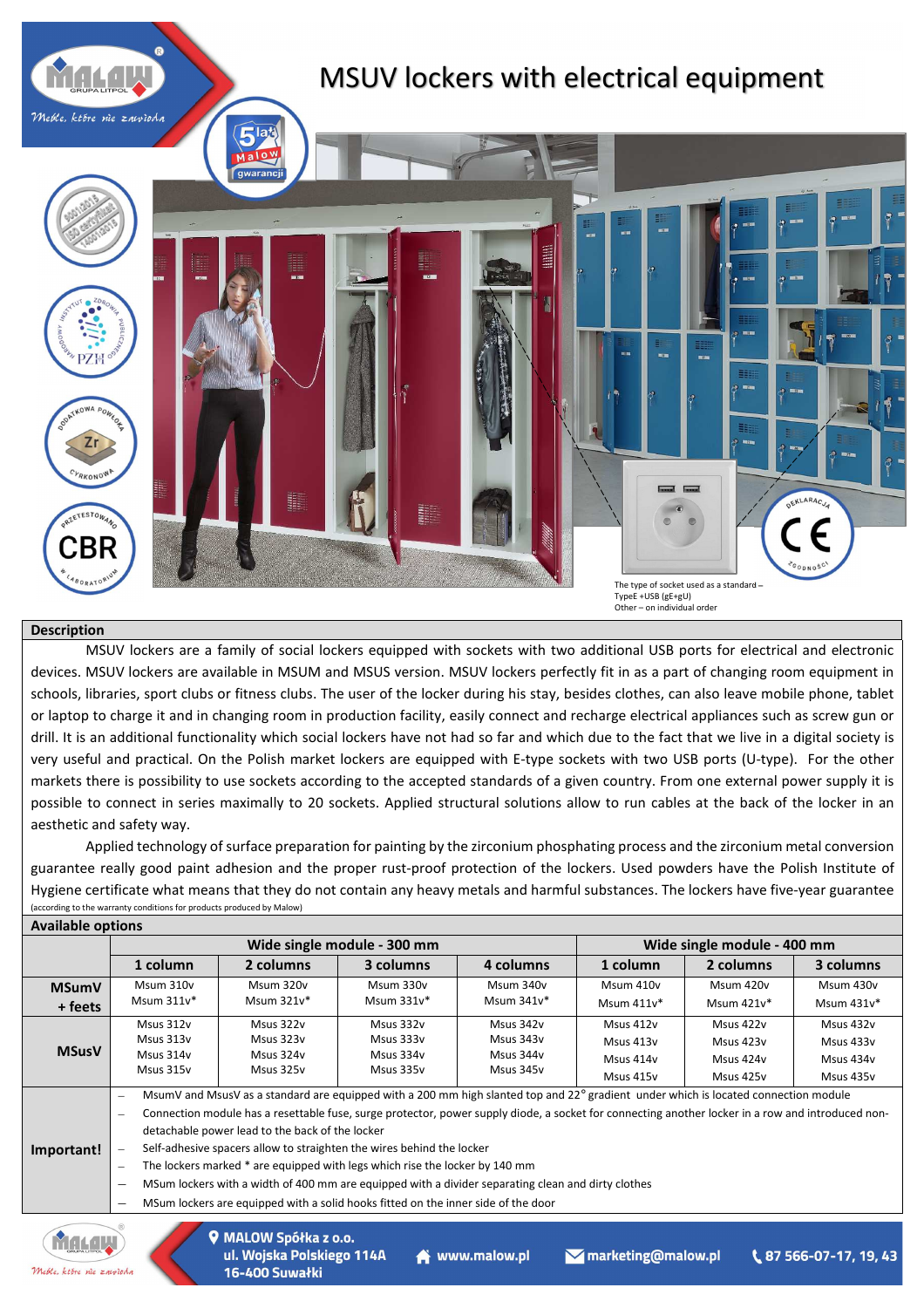# MSUV lockers with electrical equipment

The type of socket used as a standard – TypeE +USB (gE+gU)
Other – on individual order

## Description

MSUV lockers are a family of social lockers equipped with sockets with two additional USB ports for electrical and electronic devices. MSUV lockers are available in MSUM and MSUS version. MSUV lockers perfectly fit in as a part of changing room equipment in schools, libraries, sport clubs or fitness clubs. The user of the locker during his stay, besides clothes, can also leave mobile phone, tablet or laptop to charge it and in changing room in production facility, easily connect and recharge electrical appliances such as screw gun or drill. It is an additional functionality which social lockers have not had so far and which due to the fact that we live in a digital society is very useful and practical. On the Polish market lockers are equipped with E-type sockets with two USB ports (U-type). For the other markets there is possibility to use sockets according to the accepted standards of a given country. From one external power supply it is possible to connect in series maximally to 20 sockets. Applied structural solutions allow to run cables at the back of the locker in an aesthetic and safety way.

Applied technology of surface preparation for painting by the zirconium phosphating process and the zirconium metal conversion guarantee really good paint adhesion and the proper rust-proof protection of the lockers. Used powders have the Polish Institute of Hygiene certificate what means that they do not contain any heavy metals and harmful substances. The lockers have five-year guarantee (according to the warranty conditions for products produced by Malow)

## Available options

| | Wide single module - 300 mm | | | | Wide single module - 400 mm | | |
|---|---|---|---|---|---|---|---|
| | 1 column | 2 columns | 3 columns | 4 columns | 1 column | 2 columns | 3 columns |
| **MSumV + feets** | Msum 310v<br>Msum 311v* | Msum 320v<br>Msum 321v* | Msum 330v<br>Msum 331v* | Msum 340v<br>Msum 341v* | Msum 410v<br>Msum 411v* | Msum 420v<br>Msum 421v* | Msum 430v<br>Msum 431v* |
| **MSusV** | Msus 312v<br>Msus 313v<br>Msus 314v<br>Msus 315v | Msus 322v<br>Msus 323v<br>Msus 324v<br>Msus 325v | Msus 332v<br>Msus 333v<br>Msus 334v<br>Msus 335v | Msus 342v<br>Msus 343v<br>Msus 344v<br>Msus 345v | Msus 412v<br>Msus 413v<br>Msus 414v<br>Msus 415v | Msus 422v<br>Msus 423v<br>Msus 424v<br>Msus 425v | Msus 432v<br>Msus 433v<br>Msus 434v<br>Msus 435v |

**Important!**

- MsumV and MsusV as a standard are equipped with a 200 mm high slanted top and 22° gradient under which is located connection module
- Connection module has a resettable fuse, surge protector, power supply diode, a socket for connecting another locker in a row and introduced non-detachable power lead to the back of the locker
- Self-adhesive spacers allow to straighten the wires behind the locker
- The lockers marked * are equipped with legs which rise the locker by 140 mm
- MSum lockers with a width of 400 mm are equipped with a divider separating clean and dirty clothes
- MSum lockers are equipped with a solid hooks fitted on the inner side of the door

MALOW Spółka z o.o.
ul. Wojska Polskiego 114A
16-400 Suwałki

www.malow.pl | marketing@malow.pl | 87 566-07-17, 19, 43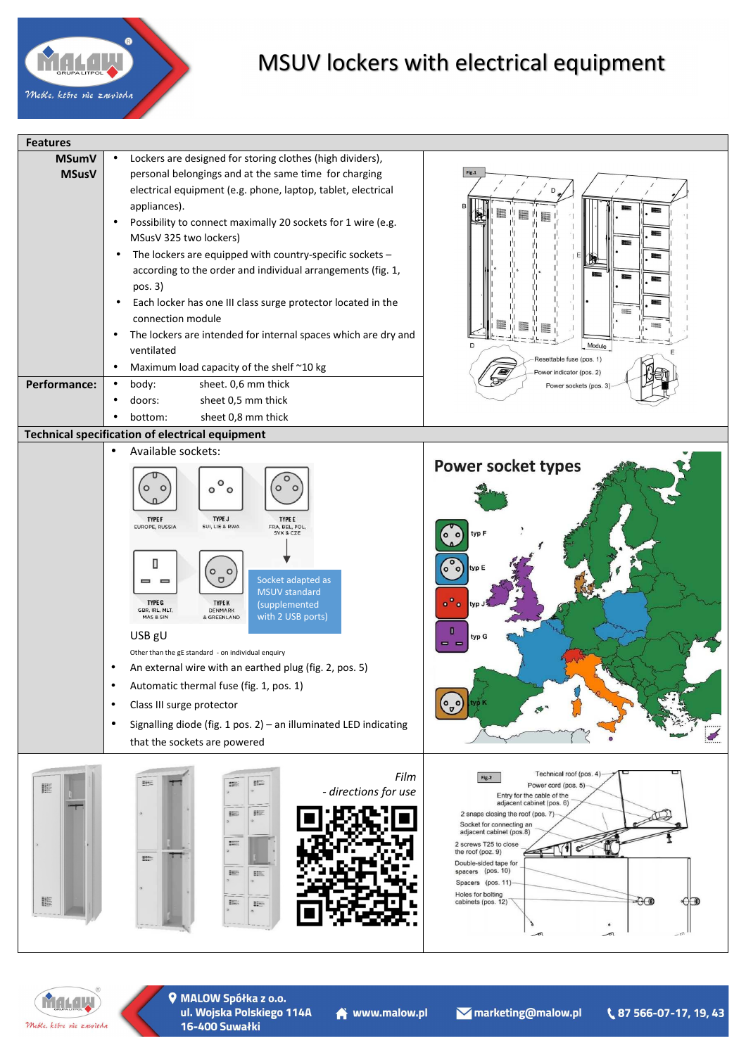# MSUV lockers with electrical equipment

| Features | | |
|---|---|---|
| **MSumV** **MSusV** | • Lockers are designed for storing clothes (high dividers), personal belongings and at the same time for charging electrical equipment (e.g. phone, laptop, tablet, electrical appliances).<br>• Possibility to connect maximally 20 sockets for 1 wire (e.g. MSusV 325 two lockers)<br>• The lockers are equipped with country-specific sockets – according to the order and individual arrangements (fig. 1, pos. 3)<br>• Each locker has one III class surge protector located in the connection module<br>• The lockers are intended for internal spaces which are dry and ventilated<br>• Maximum load capacity of the shelf ~10 kg | Fig.1<br>Module<br>Resettable fuse (pos. 1)<br>Power indicator (pos. 2)<br>Power sockets (pos. 3) |
| **Performance:** | • body: sheet. 0,6 mm thick<br>• doors: sheet 0,5 mm thick<br>• bottom: sheet 0,8 mm thick | |

## Technical specification of electrical equipment

• Available sockets:

TYPE F – EUROPE, RUSSIA
TYPE J – SUI, LIE & RWA
TYPE E – FRA, BEL, POL, SVK & CZE
TYPE G – GBR, IRL, MLT, MAS & SIN
TYPE K – DENMARK & GREENLAND

Socket adapted as MSUV standard (supplemented with 2 USB ports)

USB gU

Other than the gE standard - on individual enquiry

- An external wire with an earthed plug (fig. 2, pos. 5)
- Automatic thermal fuse (fig. 1, pos. 1)
- Class III surge protector
- Signalling diode (fig. 1 pos. 2) – an illuminated LED indicating that the sockets are powered

**Power socket types**

typ F
typ E
typ J
typ G
typ K

*Film - directions for use*

Fig.2
Technical roof (pos. 4)
Power cord (pos. 5)
Entry for the cable of the adjacent cabinet (pos. 6)
2 snaps closing the roof (pos. 7)
Socket for connecting an adjacent cabinet (pos.8)
2 screws T25 to close the roof (poz. 9)
Double-sided tape for spacers (pos. 10)
Spacers (pos. 11)
Holes for bolting cabinets (pos. 12)

MALOW Spółka z o.o.
ul. Wojska Polskiego 114A
16-400 Suwałki
www.malow.pl
marketing@malow.pl
87 566-07-17, 19, 43